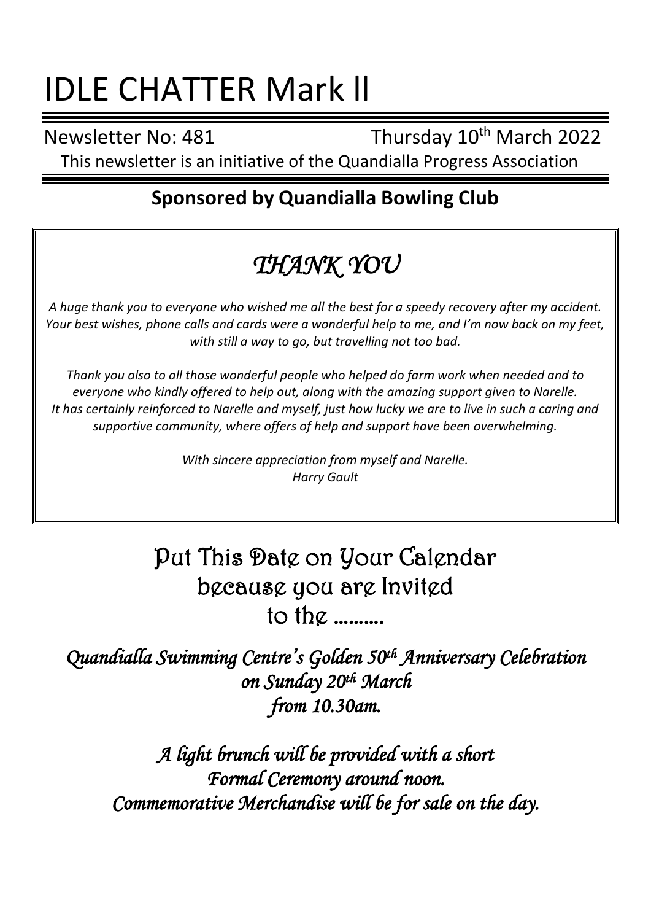# IDLE CHATTER Mark ll

Newsletter No: 481 Thursday 10th March 2022

This newsletter is an initiative of the Quandialla Progress Association

## Sponsored by Quandialla Bowling Club

## *THANK YOU*

*A huge thank you to everyone who wished me all the best for a speedy recovery after my accident. Your best wishes, phone calls and cards were a wonderful help to me, and I'm now back on my feet, with still a way to go, but travelling not too bad.*

*Thank you also to all those wonderful people who helped do farm work when needed and to everyone who kindly offered to help out, along with the amazing support given to Narelle. It has certainly reinforced to Narelle and myself, just how lucky we are to live in such a caring and supportive community, where offers of help and support have been overwhelming.*

*With sincere appreciation from myself and Narelle.*
*Harry Gault*

## Put This Date on Your Calendar because you are Invited to the ……….

***Quandialla Swimming Centre's Golden 50th Anniversary Celebration on Sunday 20th March from 10.30am.***

***A light brunch will be provided with a short Formal Ceremony around noon. Commemorative Merchandise will be for sale on the day.***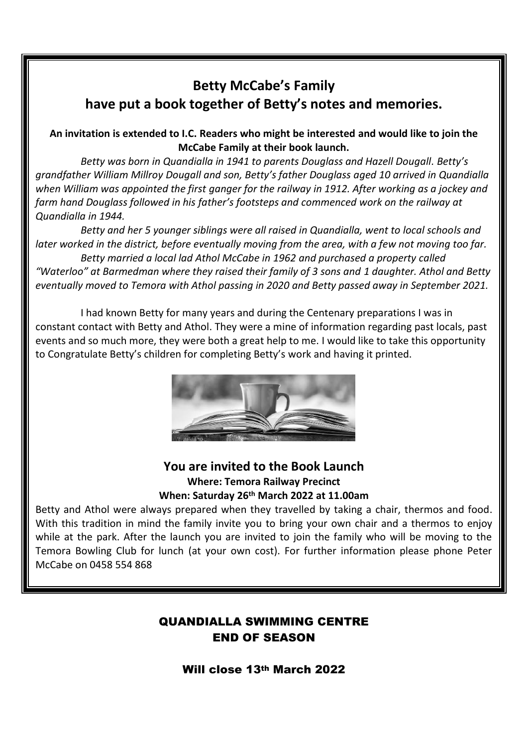# Betty McCabe's Family have put a book together of Betty's notes and memories.

**An invitation is extended to I.C. Readers who might be interested and would like to join the McCabe Family at their book launch.**

*Betty was born in Quandialla in 1941 to parents Douglass and Hazell Dougall. Betty's grandfather William Millroy Dougall and son, Betty's father Douglass aged 10 arrived in Quandialla when William was appointed the first ganger for the railway in 1912. After working as a jockey and farm hand Douglass followed in his father's footsteps and commenced work on the railway at Quandialla in 1944.*

*Betty and her 5 younger siblings were all raised in Quandialla, went to local schools and later worked in the district, before eventually moving from the area, with a few not moving too far.*

*Betty married a local lad Athol McCabe in 1962 and purchased a property called "Waterloo" at Barmedman where they raised their family of 3 sons and 1 daughter. Athol and Betty eventually moved to Temora with Athol passing in 2020 and Betty passed away in September 2021.*

I had known Betty for many years and during the Centenary preparations I was in constant contact with Betty and Athol. They were a mine of information regarding past locals, past events and so much more, they were both a great help to me. I would like to take this opportunity to Congratulate Betty's children for completing Betty's work and having it printed.

## You are invited to the Book Launch

**Where: Temora Railway Precinct**

**When: Saturday 26th March 2022 at 11.00am**

Betty and Athol were always prepared when they travelled by taking a chair, thermos and food. With this tradition in mind the family invite you to bring your own chair and a thermos to enjoy while at the park. After the launch you are invited to join the family who will be moving to the Temora Bowling Club for lunch (at your own cost). For further information please phone Peter McCabe on 0458 554 868

## QUANDIALLA SWIMMING CENTRE END OF SEASON

**Will close 13th March 2022**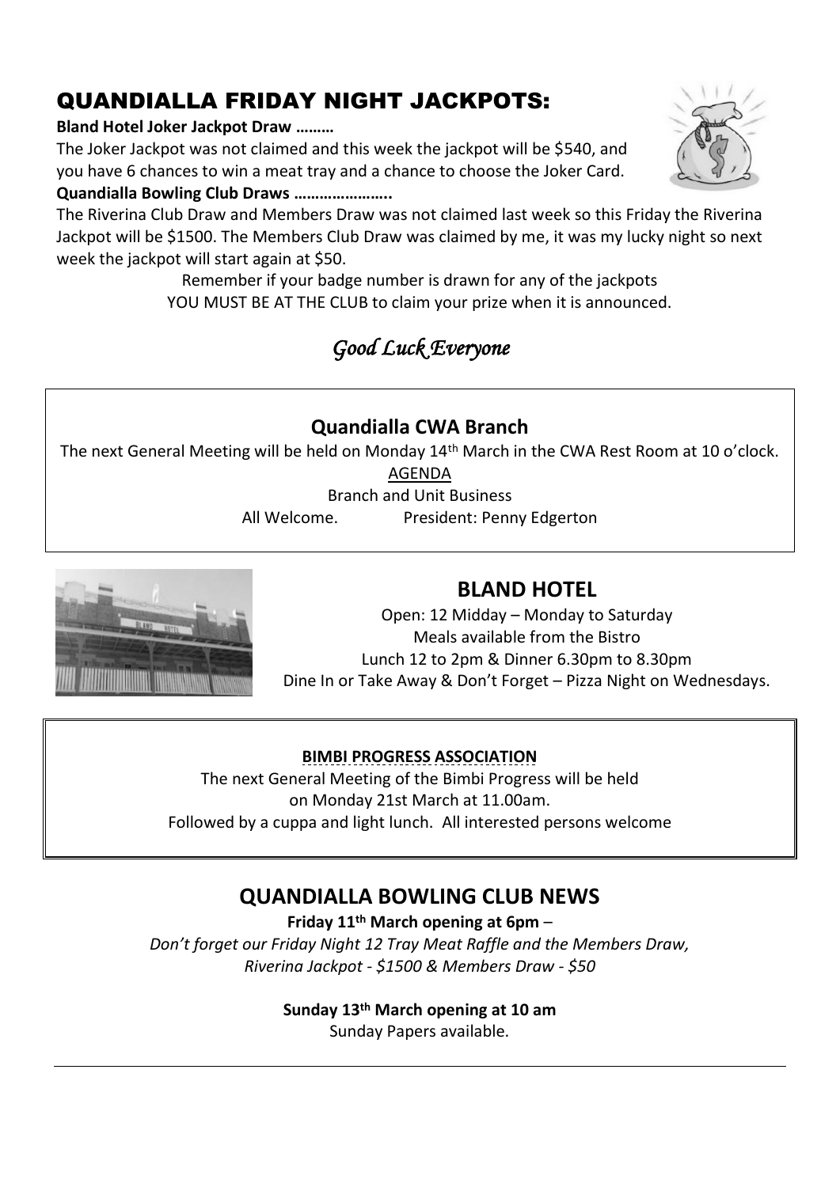# QUANDIALLA FRIDAY NIGHT JACKPOTS:

**Bland Hotel Joker Jackpot Draw ………**

The Joker Jackpot was not claimed and this week the jackpot will be $540, and you have 6 chances to win a meat tray and a chance to choose the Joker Card.

**Quandialla Bowling Club Draws …………………..**

The Riverina Club Draw and Members Draw was not claimed last week so this Friday the Riverina Jackpot will be $1500. The Members Club Draw was claimed by me, it was my lucky night so next week the jackpot will start again at $50.

Remember if your badge number is drawn for any of the jackpots
YOU MUST BE AT THE CLUB to claim your prize when it is announced.

*Good Luck Everyone*

## Quandialla CWA Branch

The next General Meeting will be held on Monday 14th March in the CWA Rest Room at 10 o'clock.

AGENDA

Branch and Unit Business

All Welcome. President: Penny Edgerton

## BLAND HOTEL

Open: 12 Midday – Monday to Saturday
Meals available from the Bistro
Lunch 12 to 2pm & Dinner 6.30pm to 8.30pm
Dine In or Take Away & Don't Forget – Pizza Night on Wednesdays.

**BIMBI PROGRESS ASSOCIATION**

The next General Meeting of the Bimbi Progress will be held
on Monday 21st March at 11.00am.
Followed by a cuppa and light lunch. All interested persons welcome

## QUANDIALLA BOWLING CLUB NEWS

**Friday 11th March opening at 6pm** –

*Don't forget our Friday Night 12 Tray Meat Raffle and the Members Draw, Riverina Jackpot - $1500 & Members Draw - $50*

**Sunday 13th March opening at 10 am**

Sunday Papers available.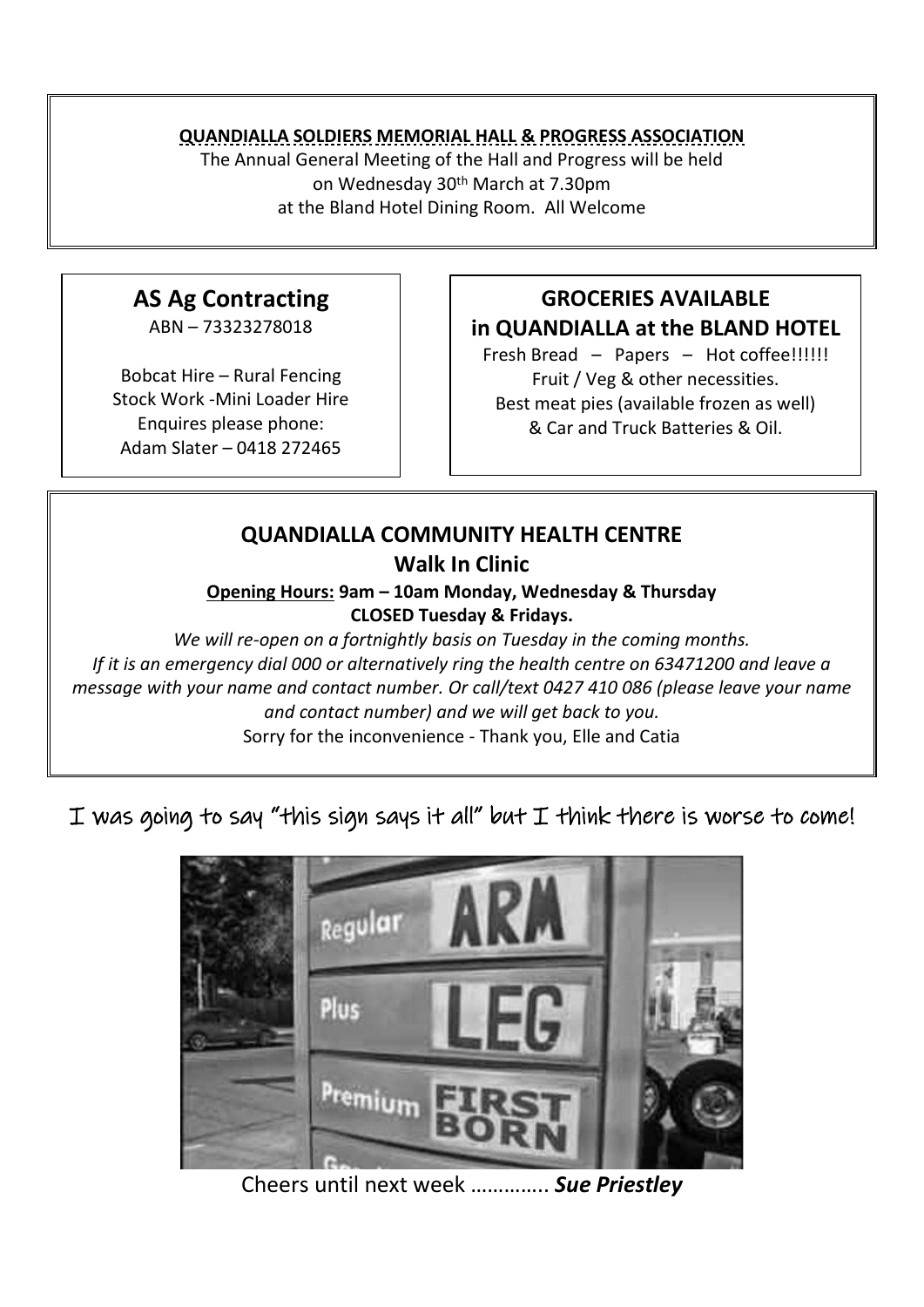**QUANDIALLA SOLDIERS MEMORIAL HALL & PROGRESS ASSOCIATION**

The Annual General Meeting of the Hall and Progress will be held on Wednesday 30th March at 7.30pm at the Bland Hotel Dining Room. All Welcome

## AS Ag Contracting

ABN – 73323278018

Bobcat Hire – Rural Fencing
Stock Work -Mini Loader Hire
Enquires please phone:
Adam Slater – 0418 272465

## GROCERIES AVAILABLE in QUANDIALLA at the BLAND HOTEL

Fresh Bread – Papers – Hot coffee!!!!!!
Fruit / Veg & other necessities.
Best meat pies (available frozen as well)
& Car and Truck Batteries & Oil.

## QUANDIALLA COMMUNITY HEALTH CENTRE
## Walk In Clinic

**Opening Hours: 9am – 10am Monday, Wednesday & Thursday**
**CLOSED Tuesday & Fridays.**

*We will re-open on a fortnightly basis on Tuesday in the coming months.*
*If it is an emergency dial 000 or alternatively ring the health centre on 63471200 and leave a message with your name and contact number. Or call/text 0427 410 086 (please leave your name and contact number) and we will get back to you.*
Sorry for the inconvenience - Thank you, Elle and Catia

I was going to say "this sign says it all" but I think there is worse to come!

Regular ARM
Plus LEG
Premium FIRST BORN

Cheers until next week ………….. ***Sue Priestley***